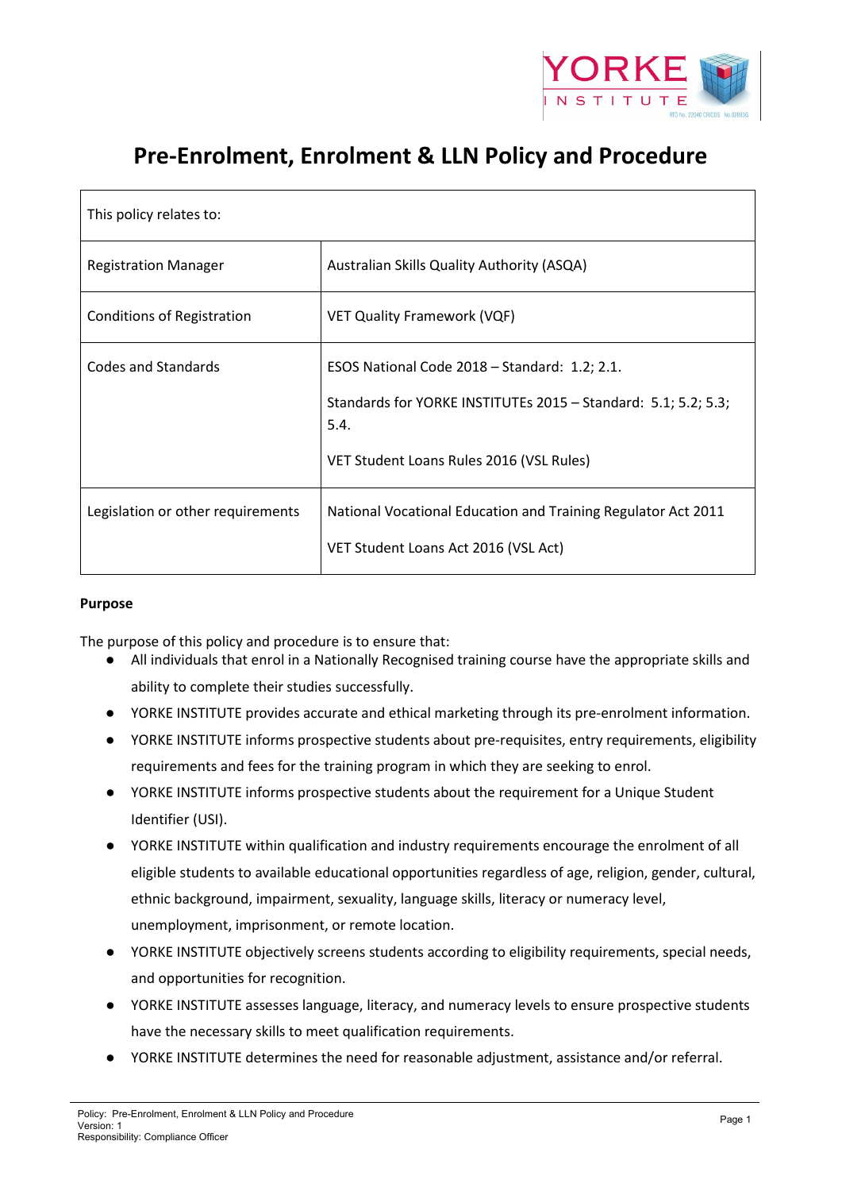# Pre-Enrolment, Enrolment & LLN Policy and Procedure

| This policy relates to: | |
|---|---|
| Registration Manager | Australian Skills Quality Authority (ASQA) |
| Conditions of Registration | VET Quality Framework (VQF) |
| Codes and Standards | ESOS National Code 2018 – Standard: 1.2; 2.1.<br><br>Standards for YORKE INSTITUTEs 2015 – Standard: 5.1; 5.2; 5.3; 5.4.<br><br>VET Student Loans Rules 2016 (VSL Rules) |
| Legislation or other requirements | National Vocational Education and Training Regulator Act 2011<br><br>VET Student Loans Act 2016 (VSL Act) |

**Purpose**

The purpose of this policy and procedure is to ensure that:

- All individuals that enrol in a Nationally Recognised training course have the appropriate skills and ability to complete their studies successfully.
- YORKE INSTITUTE provides accurate and ethical marketing through its pre-enrolment information.
- YORKE INSTITUTE informs prospective students about pre-requisites, entry requirements, eligibility requirements and fees for the training program in which they are seeking to enrol.
- YORKE INSTITUTE informs prospective students about the requirement for a Unique Student Identifier (USI).
- YORKE INSTITUTE within qualification and industry requirements encourage the enrolment of all eligible students to available educational opportunities regardless of age, religion, gender, cultural, ethnic background, impairment, sexuality, language skills, literacy or numeracy level, unemployment, imprisonment, or remote location.
- YORKE INSTITUTE objectively screens students according to eligibility requirements, special needs, and opportunities for recognition.
- YORKE INSTITUTE assesses language, literacy, and numeracy levels to ensure prospective students have the necessary skills to meet qualification requirements.
- YORKE INSTITUTE determines the need for reasonable adjustment, assistance and/or referral.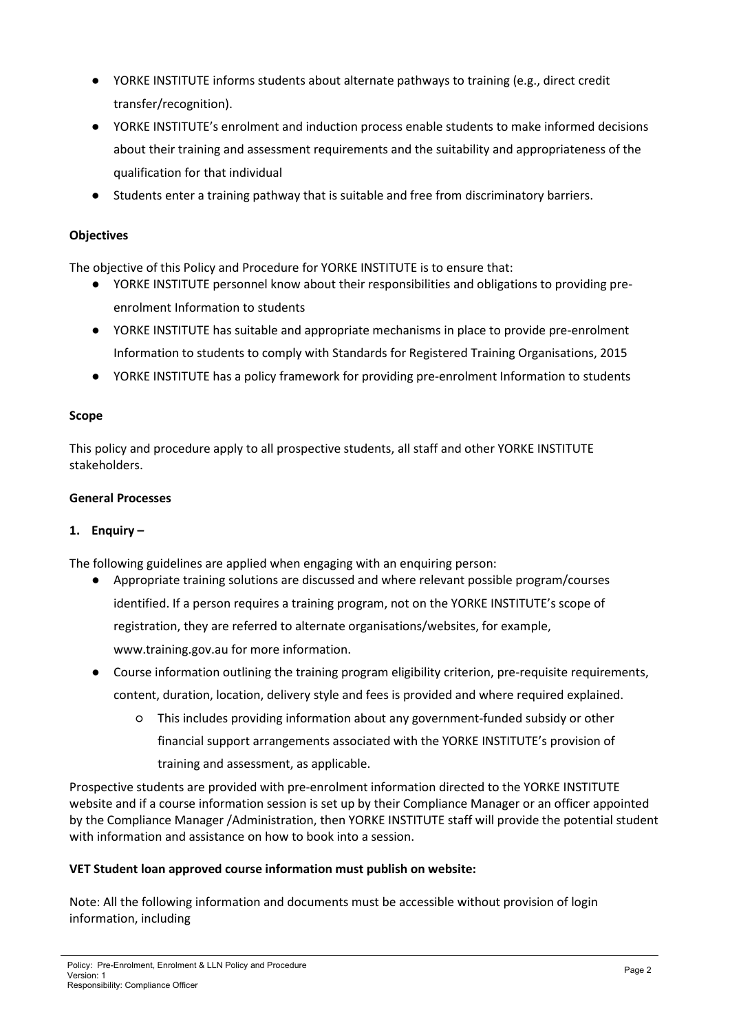- YORKE INSTITUTE informs students about alternate pathways to training (e.g., direct credit transfer/recognition).
- YORKE INSTITUTE's enrolment and induction process enable students to make informed decisions about their training and assessment requirements and the suitability and appropriateness of the qualification for that individual
- Students enter a training pathway that is suitable and free from discriminatory barriers.

**Objectives**

The objective of this Policy and Procedure for YORKE INSTITUTE is to ensure that:

- YORKE INSTITUTE personnel know about their responsibilities and obligations to providing pre-enrolment Information to students
- YORKE INSTITUTE has suitable and appropriate mechanisms in place to provide pre-enrolment Information to students to comply with Standards for Registered Training Organisations, 2015
- YORKE INSTITUTE has a policy framework for providing pre-enrolment Information to students

**Scope**

This policy and procedure apply to all prospective students, all staff and other YORKE INSTITUTE stakeholders.

**General Processes**

**1. Enquiry –**

The following guidelines are applied when engaging with an enquiring person:

- Appropriate training solutions are discussed and where relevant possible program/courses identified. If a person requires a training program, not on the YORKE INSTITUTE's scope of registration, they are referred to alternate organisations/websites, for example, www.training.gov.au for more information.
- Course information outlining the training program eligibility criterion, pre-requisite requirements, content, duration, location, delivery style and fees is provided and where required explained.
  - This includes providing information about any government-funded subsidy or other financial support arrangements associated with the YORKE INSTITUTE's provision of training and assessment, as applicable.

Prospective students are provided with pre-enrolment information directed to the YORKE INSTITUTE website and if a course information session is set up by their Compliance Manager or an officer appointed by the Compliance Manager /Administration, then YORKE INSTITUTE staff will provide the potential student with information and assistance on how to book into a session.

**VET Student loan approved course information must publish on website:**

Note: All the following information and documents must be accessible without provision of login information, including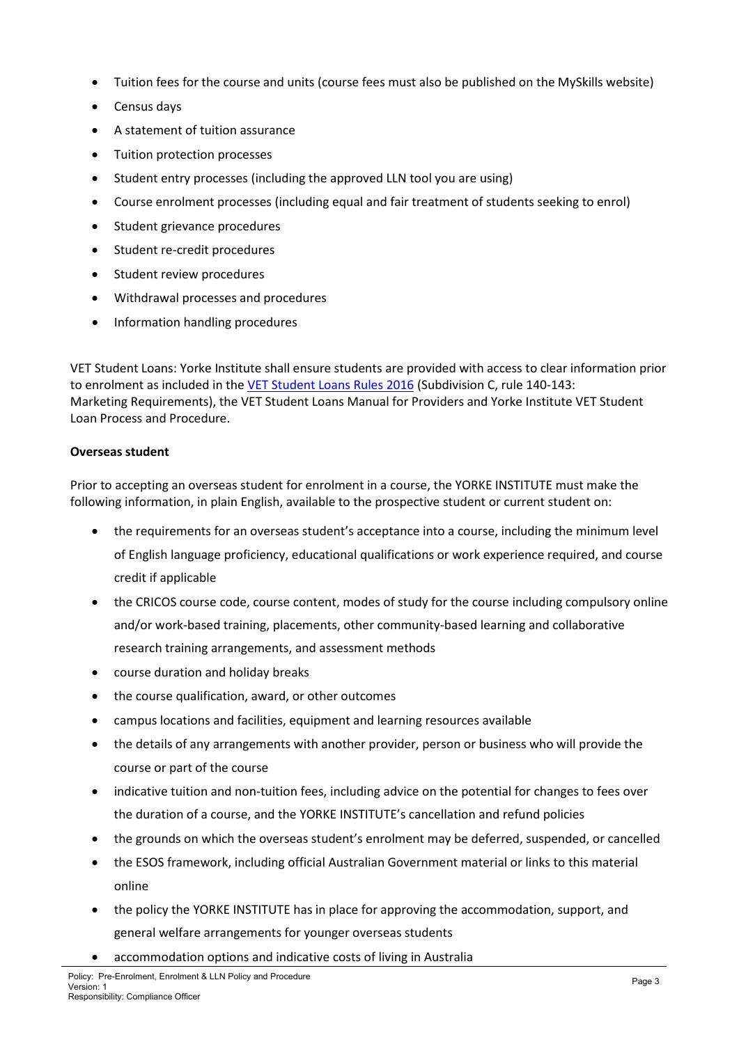- Tuition fees for the course and units (course fees must also be published on the MySkills website)
- Census days
- A statement of tuition assurance
- Tuition protection processes
- Student entry processes (including the approved LLN tool you are using)
- Course enrolment processes (including equal and fair treatment of students seeking to enrol)
- Student grievance procedures
- Student re-credit procedures
- Student review procedures
- Withdrawal processes and procedures
- Information handling procedures

VET Student Loans: Yorke Institute shall ensure students are provided with access to clear information prior to enrolment as included in the VET Student Loans Rules 2016 (Subdivision C, rule 140-143: Marketing Requirements), the VET Student Loans Manual for Providers and Yorke Institute VET Student Loan Process and Procedure.

**Overseas student**

Prior to accepting an overseas student for enrolment in a course, the YORKE INSTITUTE must make the following information, in plain English, available to the prospective student or current student on:

- the requirements for an overseas student's acceptance into a course, including the minimum level of English language proficiency, educational qualifications or work experience required, and course credit if applicable
- the CRICOS course code, course content, modes of study for the course including compulsory online and/or work-based training, placements, other community-based learning and collaborative research training arrangements, and assessment methods
- course duration and holiday breaks
- the course qualification, award, or other outcomes
- campus locations and facilities, equipment and learning resources available
- the details of any arrangements with another provider, person or business who will provide the course or part of the course
- indicative tuition and non-tuition fees, including advice on the potential for changes to fees over the duration of a course, and the YORKE INSTITUTE's cancellation and refund policies
- the grounds on which the overseas student's enrolment may be deferred, suspended, or cancelled
- the ESOS framework, including official Australian Government material or links to this material online
- the policy the YORKE INSTITUTE has in place for approving the accommodation, support, and general welfare arrangements for younger overseas students
- accommodation options and indicative costs of living in Australia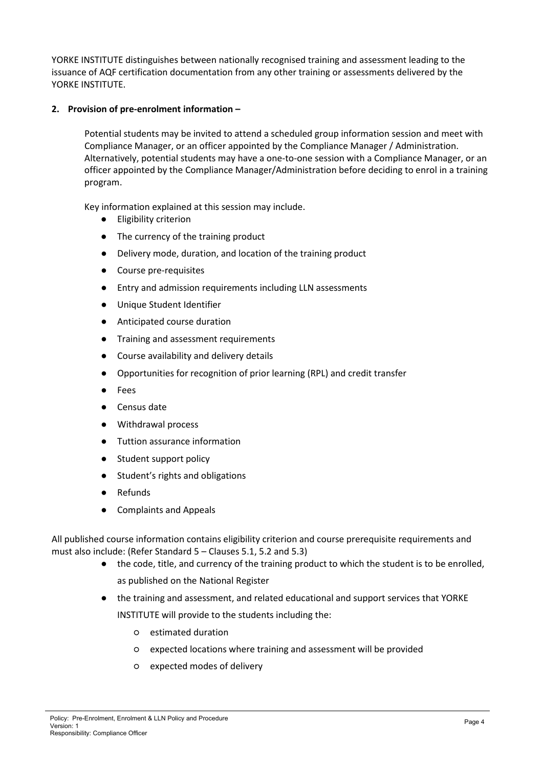YORKE INSTITUTE distinguishes between nationally recognised training and assessment leading to the issuance of AQF certification documentation from any other training or assessments delivered by the YORKE INSTITUTE.

**2. Provision of pre-enrolment information –**

Potential students may be invited to attend a scheduled group information session and meet with Compliance Manager, or an officer appointed by the Compliance Manager / Administration. Alternatively, potential students may have a one-to-one session with a Compliance Manager, or an officer appointed by the Compliance Manager/Administration before deciding to enrol in a training program.

Key information explained at this session may include.

- Eligibility criterion
- The currency of the training product
- Delivery mode, duration, and location of the training product
- Course pre-requisites
- Entry and admission requirements including LLN assessments
- Unique Student Identifier
- Anticipated course duration
- Training and assessment requirements
- Course availability and delivery details
- Opportunities for recognition of prior learning (RPL) and credit transfer
- Fees
- Census date
- Withdrawal process
- Tuttion assurance information
- Student support policy
- Student's rights and obligations
- Refunds
- Complaints and Appeals

All published course information contains eligibility criterion and course prerequisite requirements and must also include: (Refer Standard 5 – Clauses 5.1, 5.2 and 5.3)

- the code, title, and currency of the training product to which the student is to be enrolled, as published on the National Register
- the training and assessment, and related educational and support services that YORKE INSTITUTE will provide to the students including the:
  - estimated duration
  - expected locations where training and assessment will be provided
  - expected modes of delivery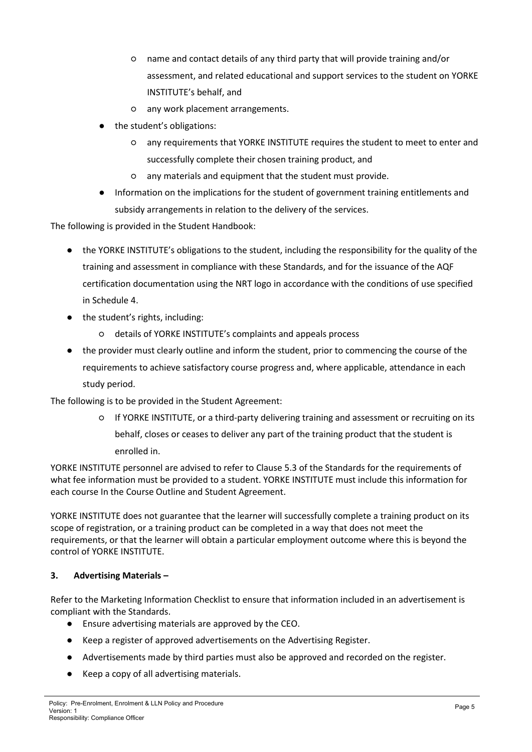- name and contact details of any third party that will provide training and/or assessment, and related educational and support services to the student on YORKE INSTITUTE's behalf, and
    - any work placement arrangements.
- the student's obligations:
    - any requirements that YORKE INSTITUTE requires the student to meet to enter and successfully complete their chosen training product, and
    - any materials and equipment that the student must provide.
- Information on the implications for the student of government training entitlements and subsidy arrangements in relation to the delivery of the services.

The following is provided in the Student Handbook:

- the YORKE INSTITUTE's obligations to the student, including the responsibility for the quality of the training and assessment in compliance with these Standards, and for the issuance of the AQF certification documentation using the NRT logo in accordance with the conditions of use specified in Schedule 4.
- the student's rights, including:
    - details of YORKE INSTITUTE's complaints and appeals process
- the provider must clearly outline and inform the student, prior to commencing the course of the requirements to achieve satisfactory course progress and, where applicable, attendance in each study period.

The following is to be provided in the Student Agreement:

- If YORKE INSTITUTE, or a third-party delivering training and assessment or recruiting on its behalf, closes or ceases to deliver any part of the training product that the student is enrolled in.

YORKE INSTITUTE personnel are advised to refer to Clause 5.3 of the Standards for the requirements of what fee information must be provided to a student. YORKE INSTITUTE must include this information for each course In the Course Outline and Student Agreement.

YORKE INSTITUTE does not guarantee that the learner will successfully complete a training product on its scope of registration, or a training product can be completed in a way that does not meet the requirements, or that the learner will obtain a particular employment outcome where this is beyond the control of YORKE INSTITUTE.

**3. Advertising Materials –**

Refer to the Marketing Information Checklist to ensure that information included in an advertisement is compliant with the Standards.

- Ensure advertising materials are approved by the CEO.
- Keep a register of approved advertisements on the Advertising Register.
- Advertisements made by third parties must also be approved and recorded on the register.
- Keep a copy of all advertising materials.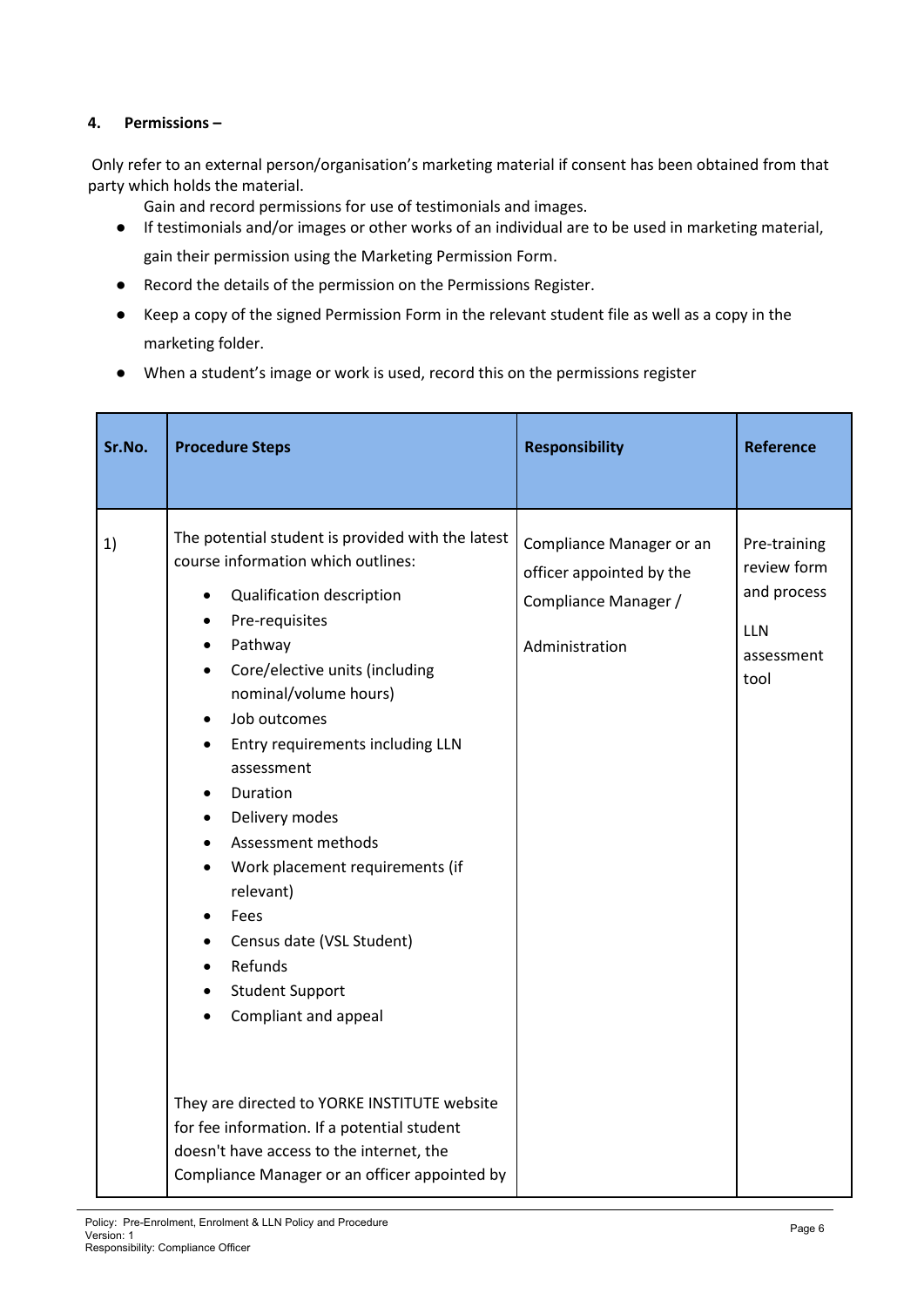**4. Permissions –**

Only refer to an external person/organisation's marketing material if consent has been obtained from that party which holds the material.

Gain and record permissions for use of testimonials and images.

- If testimonials and/or images or other works of an individual are to be used in marketing material, gain their permission using the Marketing Permission Form.
- Record the details of the permission on the Permissions Register.
- Keep a copy of the signed Permission Form in the relevant student file as well as a copy in the marketing folder.
- When a student's image or work is used, record this on the permissions register

| Sr.No. | Procedure Steps | Responsibility | Reference |
|---|---|---|---|
| 1) | The potential student is provided with the latest course information which outlines:<br>• Qualification description<br>• Pre-requisites<br>• Pathway<br>• Core/elective units (including nominal/volume hours)<br>• Job outcomes<br>• Entry requirements including LLN assessment<br>• Duration<br>• Delivery modes<br>• Assessment methods<br>• Work placement requirements (if relevant)<br>• Fees<br>• Census date (VSL Student)<br>• Refunds<br>• Student Support<br>• Compliant and appeal<br><br>They are directed to YORKE INSTITUTE website for fee information. If a potential student doesn't have access to the internet, the Compliance Manager or an officer appointed by | Compliance Manager or an officer appointed by the Compliance Manager /<br><br>Administration | Pre-training review form and process<br><br>LLN assessment tool |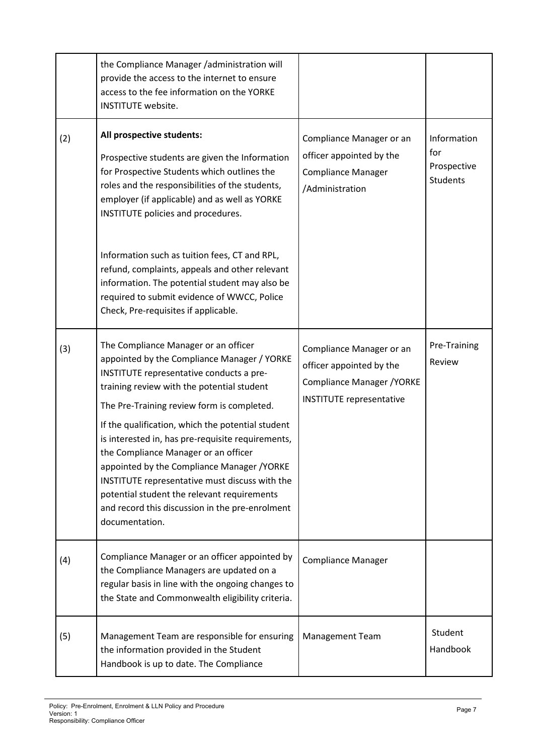| | | | |
|---|---|---|---|
| | the Compliance Manager /administration will provide the access to the internet to ensure access to the fee information on the YORKE INSTITUTE website. | | |
| (2) | **All prospective students:**<br><br>Prospective students are given the Information for Prospective Students which outlines the roles and the responsibilities of the students, employer (if applicable) and as well as YORKE INSTITUTE policies and procedures.<br><br>Information such as tuition fees, CT and RPL, refund, complaints, appeals and other relevant information. The potential student may also be required to submit evidence of WWCC, Police Check, Pre-requisites if applicable. | Compliance Manager or an officer appointed by the Compliance Manager /Administration | Information for Prospective Students |
| (3) | The Compliance Manager or an officer appointed by the Compliance Manager / YORKE INSTITUTE representative conducts a pre-training review with the potential student<br><br>The Pre-Training review form is completed.<br><br>If the qualification, which the potential student is interested in, has pre-requisite requirements, the Compliance Manager or an officer appointed by the Compliance Manager /YORKE INSTITUTE representative must discuss with the potential student the relevant requirements and record this discussion in the pre-enrolment documentation. | Compliance Manager or an officer appointed by the Compliance Manager /YORKE INSTITUTE representative | Pre-Training Review |
| (4) | Compliance Manager or an officer appointed by the Compliance Managers are updated on a regular basis in line with the ongoing changes to the State and Commonwealth eligibility criteria. | Compliance Manager | |
| (5) | Management Team are responsible for ensuring the information provided in the Student Handbook is up to date. The Compliance | Management Team | Student Handbook |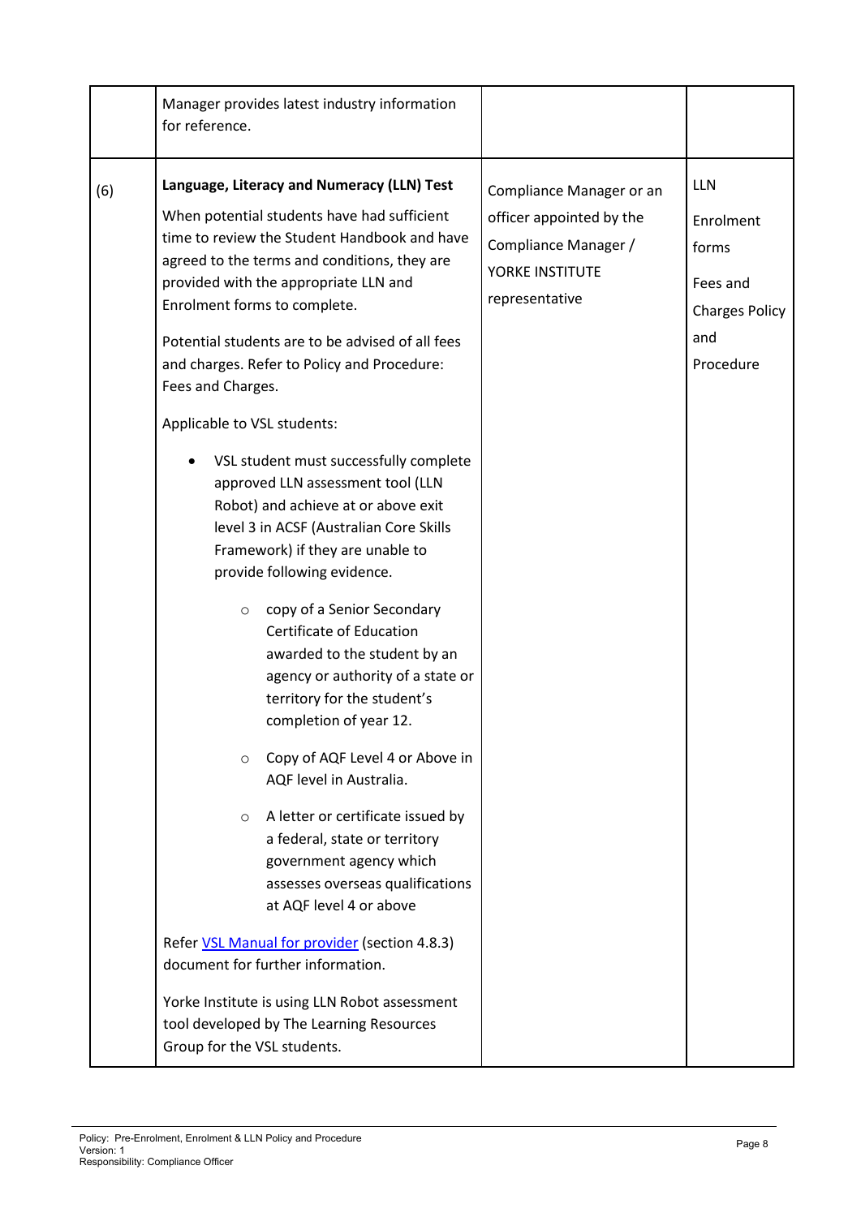| | | | |
|---|---|---|---|
| | Manager provides latest industry information for reference. | | |
| (6) | **Language, Literacy and Numeracy (LLN) Test**<br><br>When potential students have had sufficient time to review the Student Handbook and have agreed to the terms and conditions, they are provided with the appropriate LLN and Enrolment forms to complete.<br><br>Potential students are to be advised of all fees and charges. Refer to Policy and Procedure: Fees and Charges.<br><br>Applicable to VSL students:<br><br>• VSL student must successfully complete approved LLN assessment tool (LLN Robot) and achieve at or above exit level 3 in ACSF (Australian Core Skills Framework) if they are unable to provide following evidence.<br>&nbsp;&nbsp;&nbsp;&nbsp;○ copy of a Senior Secondary Certificate of Education awarded to the student by an agency or authority of a state or territory for the student's completion of year 12.<br>&nbsp;&nbsp;&nbsp;&nbsp;○ Copy of AQF Level 4 or Above in AQF level in Australia.<br>&nbsp;&nbsp;&nbsp;&nbsp;○ A letter or certificate issued by a federal, state or territory government agency which assesses overseas qualifications at AQF level 4 or above<br><br>Refer VSL Manual for provider (section 4.8.3) document for further information.<br><br>Yorke Institute is using LLN Robot assessment tool developed by The Learning Resources Group for the VSL students. | Compliance Manager or an officer appointed by the Compliance Manager / YORKE INSTITUTE representative | LLN<br><br>Enrolment forms<br><br>Fees and Charges Policy and Procedure |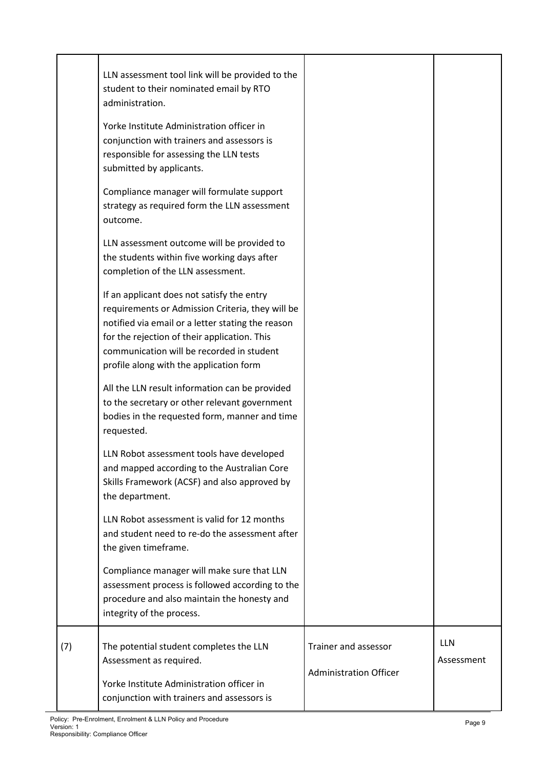|  |  |  |  |
|---|---|---|---|
|  | LLN assessment tool link will be provided to the student to their nominated email by RTO administration.<br><br>Yorke Institute Administration officer in conjunction with trainers and assessors is responsible for assessing the LLN tests submitted by applicants.<br><br>Compliance manager will formulate support strategy as required form the LLN assessment outcome.<br><br>LLN assessment outcome will be provided to the students within five working days after completion of the LLN assessment.<br><br>If an applicant does not satisfy the entry requirements or Admission Criteria, they will be notified via email or a letter stating the reason for the rejection of their application. This communication will be recorded in student profile along with the application form<br><br>All the LLN result information can be provided to the secretary or other relevant government bodies in the requested form, manner and time requested.<br><br>LLN Robot assessment tools have developed and mapped according to the Australian Core Skills Framework (ACSF) and also approved by the department.<br><br>LLN Robot assessment is valid for 12 months and student need to re-do the assessment after the given timeframe.<br><br>Compliance manager will make sure that LLN assessment process is followed according to the procedure and also maintain the honesty and integrity of the process. |  |  |
| (7) | The potential student completes the LLN Assessment as required.<br><br>Yorke Institute Administration officer in conjunction with trainers and assessors is | Trainer and assessor<br><br>Administration Officer | LLN Assessment |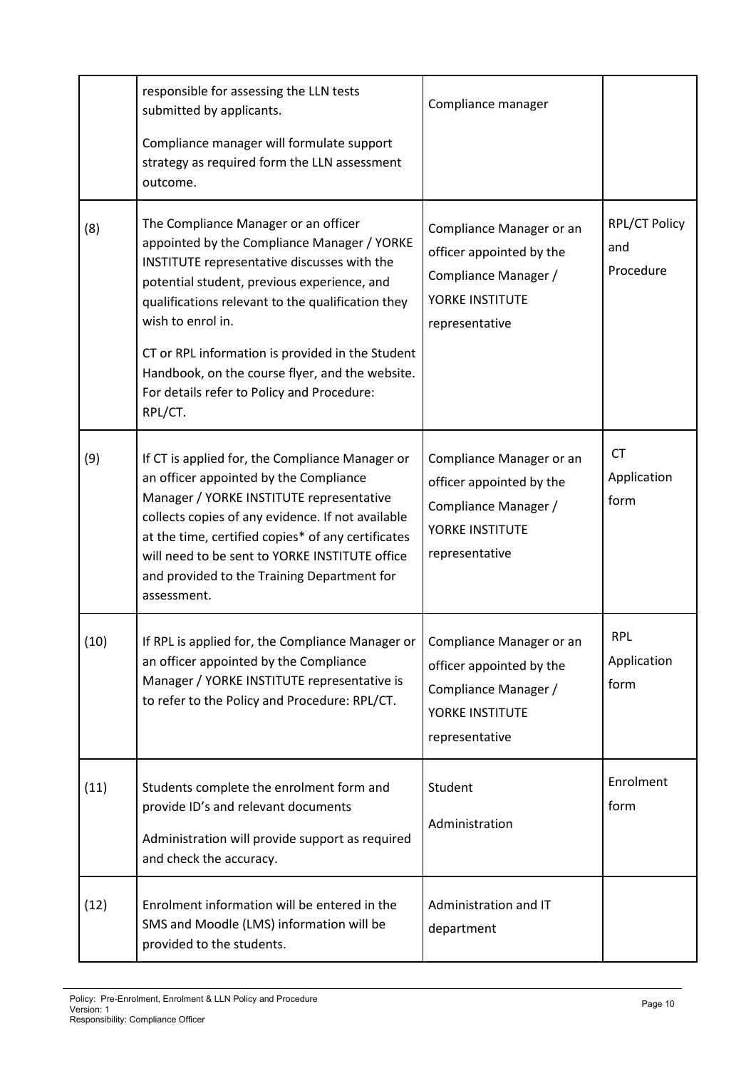| | | | |
|---|---|---|---|
| | responsible for assessing the LLN tests submitted by applicants.<br><br>Compliance manager will formulate support strategy as required form the LLN assessment outcome. | Compliance manager | |
| (8) | The Compliance Manager or an officer appointed by the Compliance Manager / YORKE INSTITUTE representative discusses with the potential student, previous experience, and qualifications relevant to the qualification they wish to enrol in.<br><br>CT or RPL information is provided in the Student Handbook, on the course flyer, and the website. For details refer to Policy and Procedure: RPL/CT. | Compliance Manager or an officer appointed by the Compliance Manager / YORKE INSTITUTE representative | RPL/CT Policy and Procedure |
| (9) | If CT is applied for, the Compliance Manager or an officer appointed by the Compliance Manager / YORKE INSTITUTE representative collects copies of any evidence. If not available at the time, certified copies* of any certificates will need to be sent to YORKE INSTITUTE office and provided to the Training Department for assessment. | Compliance Manager or an officer appointed by the Compliance Manager / YORKE INSTITUTE representative | CT Application form |
| (10) | If RPL is applied for, the Compliance Manager or an officer appointed by the Compliance Manager / YORKE INSTITUTE representative is to refer to the Policy and Procedure: RPL/CT. | Compliance Manager or an officer appointed by the Compliance Manager / YORKE INSTITUTE representative | RPL Application form |
| (11) | Students complete the enrolment form and provide ID's and relevant documents<br><br>Administration will provide support as required and check the accuracy. | Student<br><br>Administration | Enrolment form |
| (12) | Enrolment information will be entered in the SMS and Moodle (LMS) information will be provided to the students. | Administration and IT department | |

Policy: Pre-Enrolment, Enrolment & LLN Policy and Procedure
Version: 1
Responsibility: Compliance Officer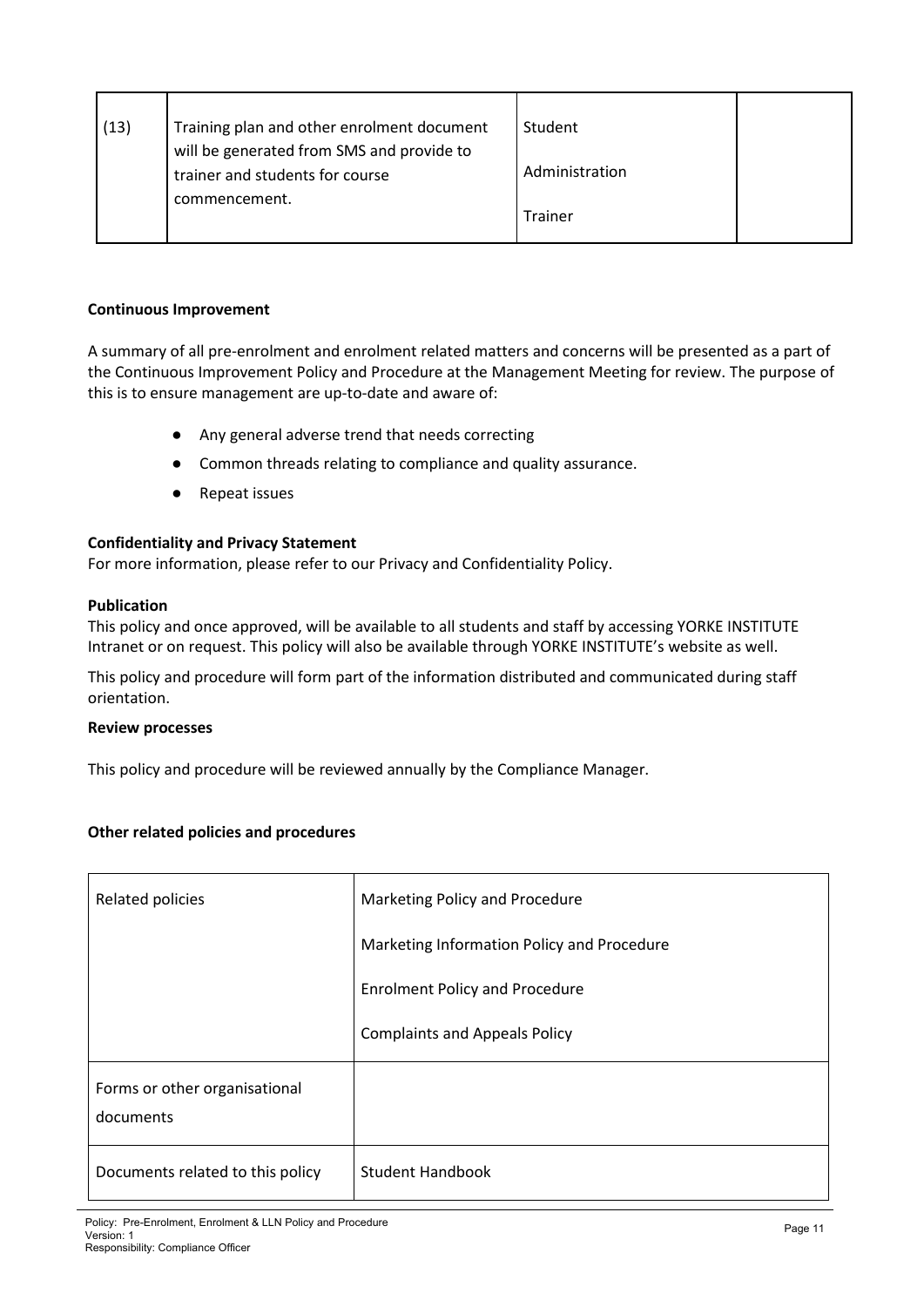| | | | |
|---|---|---|---|
| (13) | Training plan and other enrolment document will be generated from SMS and provide to trainer and students for course commencement. | Student<br><br>Administration<br><br>Trainer | |

**Continuous Improvement**

A summary of all pre-enrolment and enrolment related matters and concerns will be presented as a part of the Continuous Improvement Policy and Procedure at the Management Meeting for review. The purpose of this is to ensure management are up-to-date and aware of:

- Any general adverse trend that needs correcting
- Common threads relating to compliance and quality assurance.
- Repeat issues

**Confidentiality and Privacy Statement**

For more information, please refer to our Privacy and Confidentiality Policy.

**Publication**

This policy and once approved, will be available to all students and staff by accessing YORKE INSTITUTE Intranet or on request. This policy will also be available through YORKE INSTITUTE's website as well.

This policy and procedure will form part of the information distributed and communicated during staff orientation.

**Review processes**

This policy and procedure will be reviewed annually by the Compliance Manager.

**Other related policies and procedures**

| | |
|---|---|
| Related policies | Marketing Policy and Procedure<br><br>Marketing Information Policy and Procedure<br><br>Enrolment Policy and Procedure<br><br>Complaints and Appeals Policy |
| Forms or other organisational documents | |
| Documents related to this policy | Student Handbook |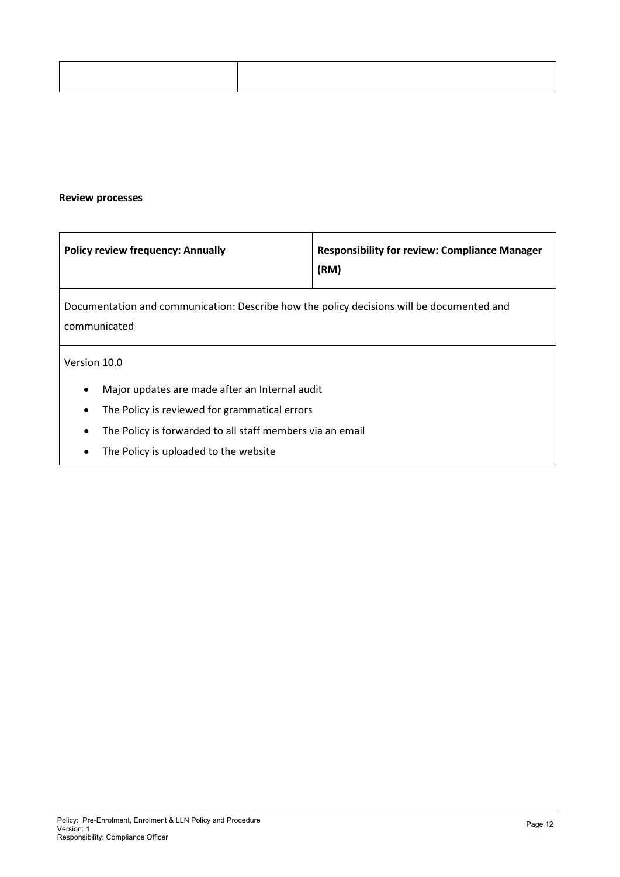| | |
|---|---|
| | |

**Review processes**

| Policy review frequency: Annually | Responsibility for review: Compliance Manager (RM) |
|---|---|
| Documentation and communication: Describe how the policy decisions will be documented and communicated | |
| Version 10.0<br>• Major updates are made after an Internal audit<br>• The Policy is reviewed for grammatical errors<br>• The Policy is forwarded to all staff members via an email<br>• The Policy is uploaded to the website | |